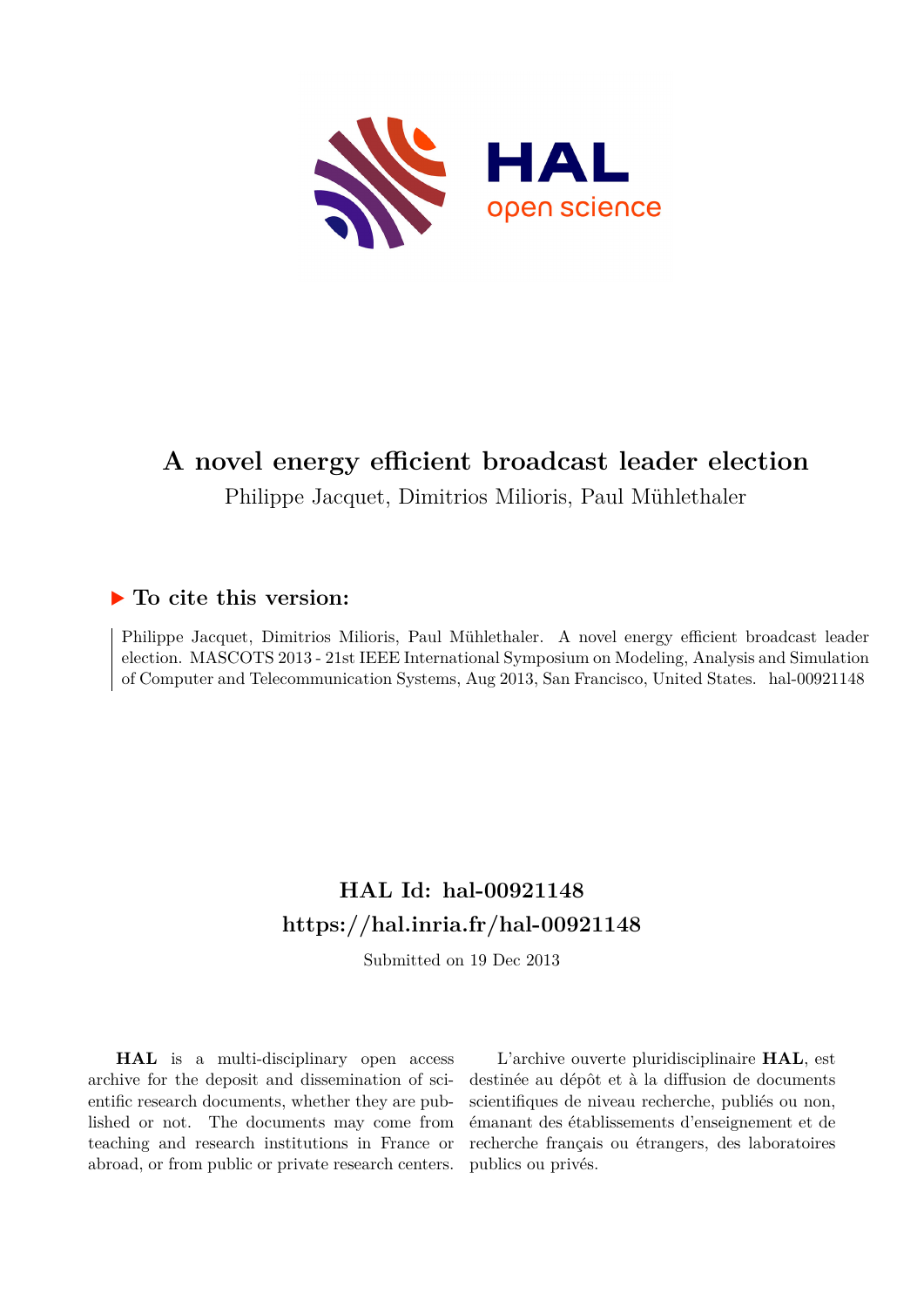# A novel energy efficient broadcast leader election

Philippe Jacquet, Dimitrios Milioris, Paul Mühlethaler

## ▶ To cite this version:

Philippe Jacquet, Dimitrios Milioris, Paul Mühlethaler. A novel energy efficient broadcast leader election. MASCOTS 2013 - 21st IEEE International Symposium on Modeling, Analysis and Simulation of Computer and Telecommunication Systems, Aug 2013, San Francisco, United States. hal-00921148

## HAL Id: hal-00921148
## https://hal.inria.fr/hal-00921148

Submitted on 19 Dec 2013

**HAL** is a multi-disciplinary open access archive for the deposit and dissemination of scientific research documents, whether they are published or not. The documents may come from teaching and research institutions in France or abroad, or from public or private research centers.

L'archive ouverte pluridisciplinaire **HAL**, est destinée au dépôt et à la diffusion de documents scientifiques de niveau recherche, publiés ou non, émanant des établissements d'enseignement et de recherche français ou étrangers, des laboratoires publics ou privés.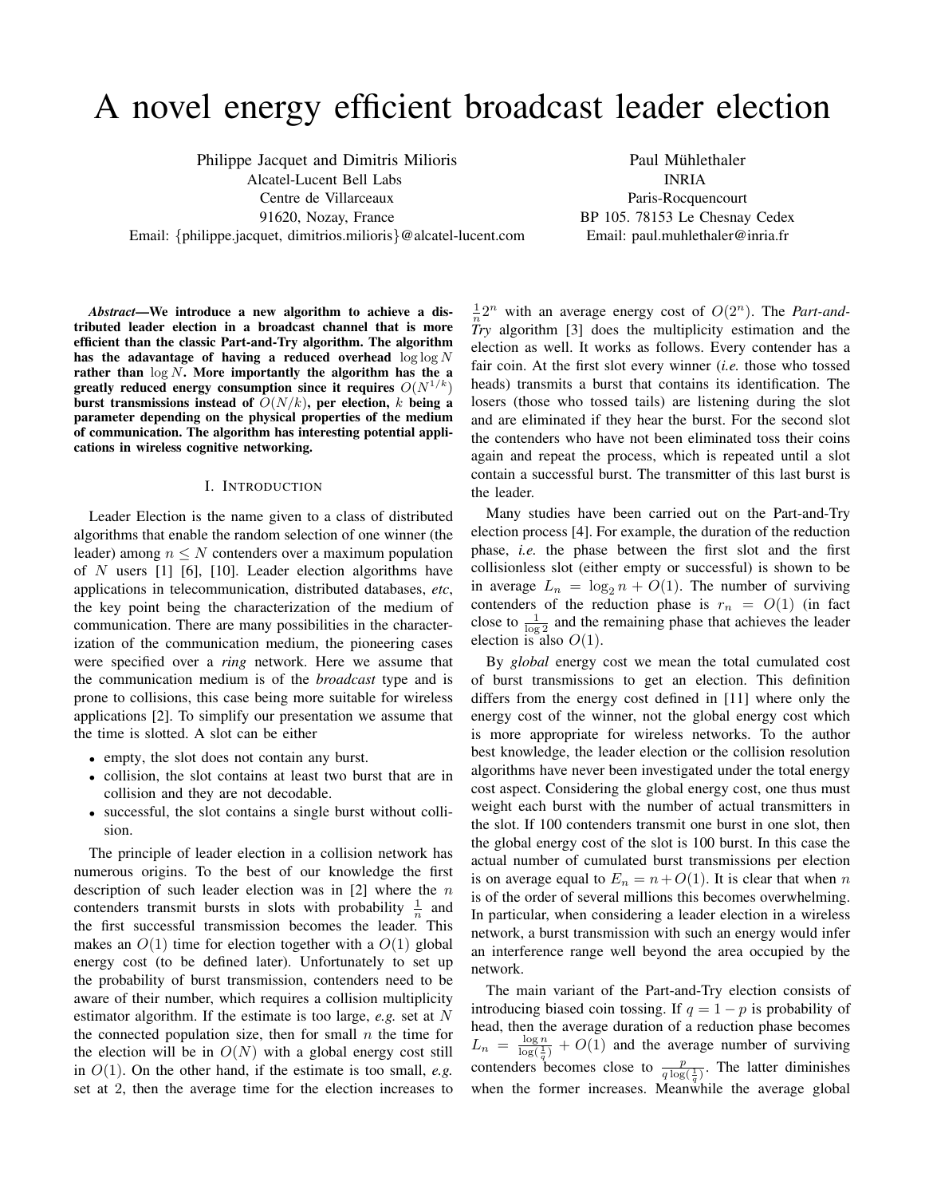# A novel energy efficient broadcast leader election

Philippe Jacquet and Dimitris Milioris
Alcatel-Lucent Bell Labs
Centre de Villarceaux
91620, Nozay, France
Email: {philippe.jacquet, dimitrios.milioris}@alcatel-lucent.com

Paul Mühlethaler
INRIA
Paris-Rocquencourt
BP 105. 78153 Le Chesnay Cedex
Email: paul.muhlethaler@inria.fr

***Abstract*—We introduce a new algorithm to achieve a distributed leader election in a broadcast channel that is more efficient than the classic Part-and-Try algorithm. The algorithm has the adavantage of having a reduced overhead $\log \log N$ rather than $\log N$. More importantly the algorithm has the a greatly reduced energy consumption since it requires $O(N^{1/k})$ burst transmissions instead of $O(N/k)$, per election, $k$ being a parameter depending on the physical properties of the medium of communication. The algorithm has interesting potential applications in wireless cognitive networking.**

## I. Introduction

Leader Election is the name given to a class of distributed algorithms that enable the random selection of one winner (the leader) among $n \leq N$ contenders over a maximum population of $N$ users [1] [6], [10]. Leader election algorithms have applications in telecommunication, distributed databases, *etc*, the key point being the characterization of the medium of communication. There are many possibilities in the characterization of the communication medium, the pioneering cases were specified over a *ring* network. Here we assume that the communication medium is of the *broadcast* type and is prone to collisions, this case being more suitable for wireless applications [2]. To simplify our presentation we assume that the time is slotted. A slot can be either

- empty, the slot does not contain any burst.
- collision, the slot contains at least two burst that are in collision and they are not decodable.
- successful, the slot contains a single burst without collision.

The principle of leader election in a collision network has numerous origins. To the best of our knowledge the first description of such leader election was in [2] where the $n$ contenders transmit bursts in slots with probability $\frac{1}{n}$ and the first successful transmission becomes the leader. This makes an $O(1)$ time for election together with a $O(1)$ global energy cost (to be defined later). Unfortunately to set up the probability of burst transmission, contenders need to be aware of their number, which requires a collision multiplicity estimator algorithm. If the estimate is too large, *e.g.* set at $N$ the connected population size, then for small $n$ the time for the election will be in $O(N)$ with a global energy cost still in $O(1)$. On the other hand, if the estimate is too small, *e.g.* set at 2, then the average time for the election increases to $\frac{1}{n}2^n$ with an average energy cost of $O(2^n)$. The *Part-and-Try* algorithm [3] does the multiplicity estimation and the election as well. It works as follows. Every contender has a fair coin. At the first slot every winner (*i.e.* those who tossed heads) transmits a burst that contains its identification. The losers (those who tossed tails) are listening during the slot and are eliminated if they hear the burst. For the second slot the contenders who have not been eliminated toss their coins again and repeat the process, which is repeated until a slot contain a successful burst. The transmitter of this last burst is the leader.

Many studies have been carried out on the Part-and-Try election process [4]. For example, the duration of the reduction phase, *i.e.* the phase between the first slot and the first collisionless slot (either empty or successful) is shown to be in average $L_n = \log_2 n + O(1)$. The number of surviving contenders of the reduction phase is $r_n = O(1)$ (in fact close to $\frac{1}{\log 2}$ and the remaining phase that achieves the leader election is also $O(1)$.

By *global* energy cost we mean the total cumulated cost of burst transmissions to get an election. This definition differs from the energy cost defined in [11] where only the energy cost of the winner, not the global energy cost which is more appropriate for wireless networks. To the author best knowledge, the leader election or the collision resolution algorithms have never been investigated under the total energy cost aspect. Considering the global energy cost, one thus must weight each burst with the number of actual transmitters in the slot. If 100 contenders transmit one burst in one slot, then the global energy cost of the slot is 100 burst. In this case the actual number of cumulated burst transmissions per election is on average equal to $E_n = n + O(1)$. It is clear that when $n$ is of the order of several millions this becomes overwhelming. In particular, when considering a leader election in a wireless network, a burst transmission with such an energy would infer an interference range well beyond the area occupied by the network.

The main variant of the Part-and-Try election consists of introducing biased coin tossing. If $q = 1 - p$ is probability of head, then the average duration of a reduction phase becomes $L_n = \frac{\log n}{\log(\frac{1}{q})} + O(1)$ and the average number of surviving contenders becomes close to $\frac{p}{q \log(\frac{1}{q})}$. The latter diminishes when the former increases. Meanwhile the average global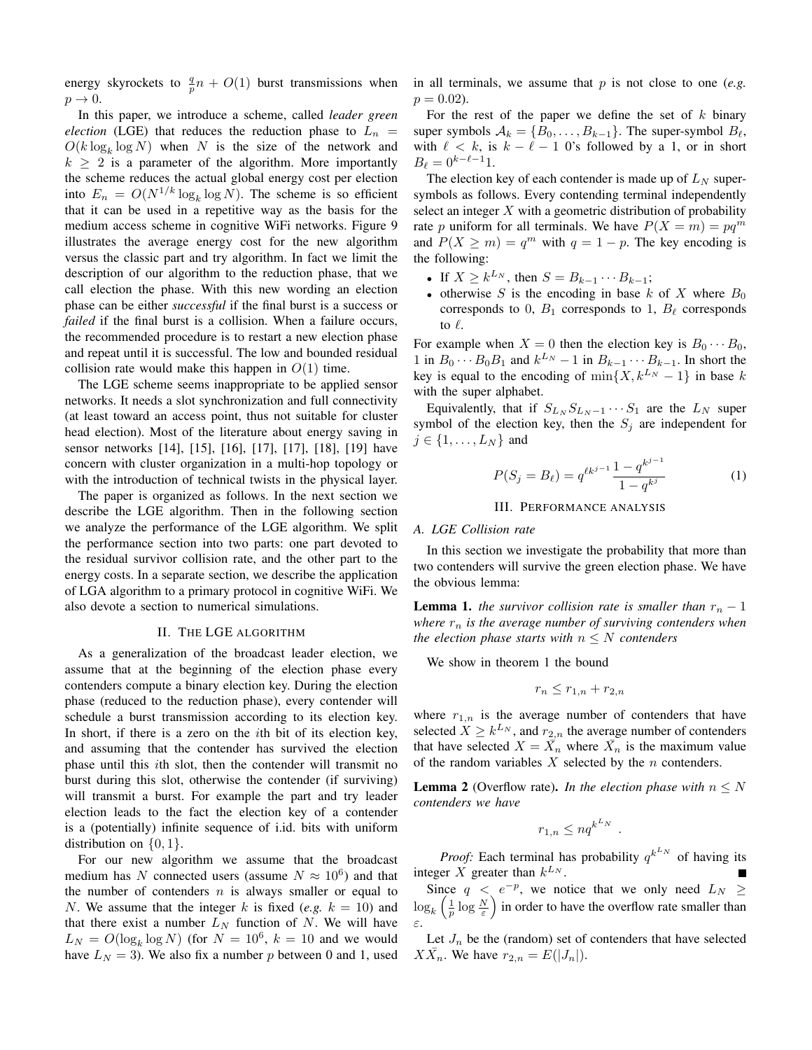energy skyrockets to $\frac{q}{p}n + O(1)$ burst transmissions when $p \to 0$.

In this paper, we introduce a scheme, called *leader green election* (LGE) that reduces the reduction phase to $L_n = O(k \log_k \log N)$ when $N$ is the size of the network and $k \geq 2$ is a parameter of the algorithm. More importantly the scheme reduces the actual global energy cost per election into $E_n = O(N^{1/k} \log_k \log N)$. The scheme is so efficient that it can be used in a repetitive way as the basis for the medium access scheme in cognitive WiFi networks. Figure 9 illustrates the average energy cost for the new algorithm versus the classic part and try algorithm. In fact we limit the description of our algorithm to the reduction phase, that we call election the phase. With this new wording an election phase can be either *successful* if the final burst is a success or *failed* if the final burst is a collision. When a failure occurs, the recommended procedure is to restart a new election phase and repeat until it is successful. The low and bounded residual collision rate would make this happen in $O(1)$ time.

The LGE scheme seems inappropriate to be applied sensor networks. It needs a slot synchronization and full connectivity (at least toward an access point, thus not suitable for cluster head election). Most of the literature about energy saving in sensor networks [14], [15], [16], [17], [17], [18], [19] have concern with cluster organization in a multi-hop topology or with the introduction of technical twists in the physical layer.

The paper is organized as follows. In the next section we describe the LGE algorithm. Then in the following section we analyze the performance of the LGE algorithm. We split the performance section into two parts: one part devoted to the residual survivor collision rate, and the other part to the energy costs. In a separate section, we describe the application of LGA algorithm to a primary protocol in cognitive WiFi. We also devote a section to numerical simulations.

## II. The LGE algorithm

As a generalization of the broadcast leader election, we assume that at the beginning of the election phase every contenders compute a binary election key. During the election phase (reduced to the reduction phase), every contender will schedule a burst transmission according to its election key. In short, if there is a zero on the $i$th bit of its election key, and assuming that the contender has survived the election phase until this $i$th slot, then the contender will transmit no burst during this slot, otherwise the contender (if surviving) will transmit a burst. For example the part and try leader election leads to the fact the election key of a contender is a (potentially) infinite sequence of i.id. bits with uniform distribution on $\{0, 1\}$.

For our new algorithm we assume that the broadcast medium has $N$ connected users (assume $N \approx 10^6$) and that the number of contenders $n$ is always smaller or equal to $N$. We assume that the integer $k$ is fixed (*e.g.* $k = 10$) and that there exist a number $L_N$ function of $N$. We will have $L_N = O(\log_k \log N)$ (for $N = 10^6$, $k = 10$ and we would have $L_N = 3$). We also fix a number $p$ between 0 and 1, used in all terminals, we assume that $p$ is not close to one (*e.g.* $p = 0.02$).

For the rest of the paper we define the set of $k$ binary super symbols $\mathcal{A}_k = \{B_0, \ldots, B_{k-1}\}$. The super-symbol $B_\ell$, with $\ell < k$, is $k - \ell - 1$ 0's followed by a 1, or in short $B_\ell = 0^{k-\ell-1}1$.

The election key of each contender is made up of $L_N$ super-symbols as follows. Every contending terminal independently select an integer $X$ with a geometric distribution of probability rate $p$ uniform for all terminals. We have $P(X = m) = pq^m$ and $P(X \geq m) = q^m$ with $q = 1 - p$. The key encoding is the following:

- If $X \geq k^{L_N}$, then $S = B_{k-1} \cdots B_{k-1}$;
- otherwise $S$ is the encoding in base $k$ of $X$ where $B_0$ corresponds to 0, $B_1$ corresponds to 1, $B_\ell$ corresponds to $\ell$.

For example when $X = 0$ then the election key is $B_0 \cdots B_0$, 1 in $B_0 \cdots B_0 B_1$ and $k^{L_N} - 1$ in $B_{k-1} \cdots B_{k-1}$. In short the key is equal to the encoding of $\min\{X, k^{L_N} - 1\}$ in base $k$ with the super alphabet.

Equivalently, that if $S_{L_N} S_{L_N - 1} \cdots S_1$ are the $L_N$ super symbol of the election key, then the $S_j$ are independent for $j \in \{1, \ldots, L_N\}$ and

$$P(S_j = B_\ell) = q^{\ell k^{j-1}} \frac{1 - q^{k^{j-1}}}{1 - q^{k^j}} \tag{1}$$

## III. Performance analysis

### A. LGE Collision rate

In this section we investigate the probability that more than two contenders will survive the green election phase. We have the obvious lemma:

**Lemma 1.** *the survivor collision rate is smaller than $r_n - 1$ where $r_n$ is the average number of surviving contenders when the election phase starts with $n \leq N$ contenders*

We show in theorem 1 the bound

$$r_n \leq r_{1,n} + r_{2,n}$$

where $r_{1,n}$ is the average number of contenders that have selected $X \geq k^{L_N}$, and $r_{2,n}$ the average number of contenders that have selected $X = \bar{X_n}$ where $\bar{X_n}$ is the maximum value of the random variables $X$ selected by the $n$ contenders.

**Lemma 2** (Overflow rate)**.** *In the election phase with $n \leq N$ contenders we have*

$$r_{1,n} \leq nq^{k^{L_N}} .$$

*Proof:* Each terminal has probability $q^{k^{L_N}}$ of having its integer $X$ greater than $k^{L_N}$. ∎

Since $q < e^{-p}$, we notice that we only need $L_N \geq \log_k \left(\frac{1}{p} \log \frac{N}{\varepsilon}\right)$ in order to have the overflow rate smaller than $\varepsilon$.

Let $J_n$ be the (random) set of contenders that have selected $X\bar{X_n}$. We have $r_{2,n} = E(|J_n|)$.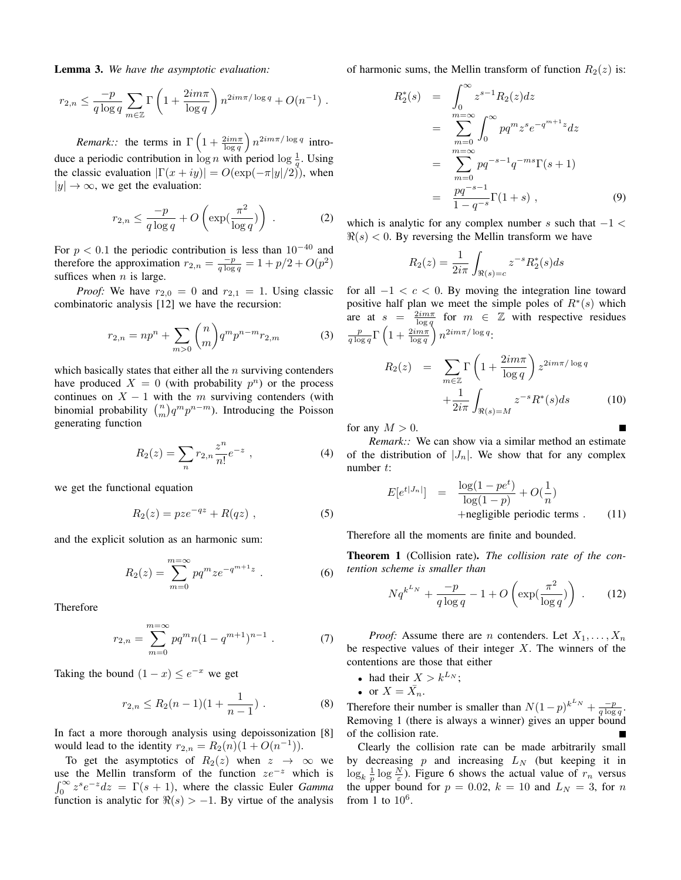**Lemma 3.** *We have the asymptotic evaluation:*

$$r_{2,n} \leq \frac{-p}{q \log q} \sum_{m \in \mathbb{Z}} \Gamma\left(1 + \frac{2im\pi}{\log q}\right) n^{2im\pi/\log q} + O(n^{-1}) .$$

*Remark::* the terms in $\Gamma\left(1 + \frac{2im\pi}{\log q}\right) n^{2im\pi/\log q}$ introduce a periodic contribution in $\log n$ with period $\log \frac{1}{q}$. Using the classic evaluation $|\Gamma(x+iy)| = O(\exp(-\pi|y|/2))$, when $|y| \to \infty$, we get the evaluation:

$$r_{2,n} \leq \frac{-p}{q \log q} + O\left(\exp(\frac{\pi^2}{\log q})\right) . \tag{2}$$

For $p < 0.1$ the periodic contribution is less than $10^{-40}$ and therefore the approximation $r_{2,n} = \frac{-p}{q \log q} = 1 + p/2 + O(p^2)$ suffices when $n$ is large.

*Proof:* We have $r_{2,0} = 0$ and $r_{2,1} = 1$. Using classic combinatoric analysis [12] we have the recursion:

$$r_{2,n} = np^n + \sum_{m>0} \binom{n}{m} q^m p^{n-m} r_{2,m} \tag{3}$$

which basically states that either all the $n$ surviving contenders have produced $X = 0$ (with probability $p^n$) or the process continues on $X - 1$ with the $m$ surviving contenders (with binomial probability $\binom{n}{m} q^m p^{n-m}$). Introducing the Poisson generating function

$$R_2(z) = \sum_n r_{2,n} \frac{z^n}{n!} e^{-z} , \tag{4}$$

we get the functional equation

$$R_2(z) = pze^{-qz} + R(qz) , \tag{5}$$

and the explicit solution as an harmonic sum:

$$R_2(z) = \sum_{m=0}^{m=\infty} pq^m z e^{-q^{m+1} z} . \tag{6}$$

Therefore

$$r_{2,n} = \sum_{m=0}^{m=\infty} pq^m n(1 - q^{m+1})^{n-1} . \tag{7}$$

Taking the bound $(1 - x) \leq e^{-x}$ we get

$$r_{2,n} \leq R_2(n-1)(1 + \frac{1}{n-1}) . \tag{8}$$

In fact a more thorough analysis using depoissonization [8] would lead to the identity $r_{2,n} = R_2(n)(1 + O(n^{-1}))$.

To get the asymptotics of $R_2(z)$ when $z \to \infty$ we use the Mellin transform of the function $ze^{-z}$ which is $\int_0^\infty z^s e^{-z} dz = \Gamma(s+1)$, where the classic Euler *Gamma* function is analytic for $\Re(s) > -1$. By virtue of the analysis of harmonic sums, the Mellin transform of function $R_2(z)$ is:

$$\begin{aligned}
R_2^*(s) &= \int_0^\infty z^{s-1} R_2(z) dz \\
&= \sum_{m=0}^{m=\infty} \int_0^\infty pq^m z^s e^{-q^{m+1} z} dz \\
&= \sum_{m=0}^{m=\infty} pq^{-s-1} q^{-ms} \Gamma(s+1) \\
&= \frac{pq^{-s-1}}{1 - q^{-s}} \Gamma(1+s) ,
\end{aligned} \tag{9}$$

which is analytic for any complex number $s$ such that $-1 < \Re(s) < 0$. By reversing the Mellin transform we have

$$R_2(z) = \frac{1}{2i\pi} \int_{\Re(s)=c} z^{-s} R_2^*(s) ds$$

for all $-1 < c < 0$. By moving the integration line toward positive half plan we meet the simple poles of $R^*(s)$ which are at $s = \frac{2im\pi}{\log q}$ for $m \in \mathbb{Z}$ with respective residues $\frac{p}{q \log q} \Gamma\left(1 + \frac{2im\pi}{\log q}\right) n^{2im\pi/\log q}$:

$$\begin{aligned}
R_2(z) &= \sum_{m \in \mathbb{Z}} \Gamma\left(1 + \frac{2im\pi}{\log q}\right) z^{2im\pi/\log q} \\
&\quad + \frac{1}{2i\pi} \int_{\Re(s)=M} z^{-s} R^*(s) ds
\end{aligned} \tag{10}$$

for any $M > 0$. ∎

*Remark::* We can show via a similar method an estimate of the distribution of $|J_n|$. We show that for any complex number $t$:

$$\begin{aligned}
E[e^{t|J_n|}] &= \frac{\log(1 - pe^t)}{\log(1-p)} + O(\frac{1}{n}) \\
&\quad + \text{negligible periodic terms} .
\end{aligned} \tag{11}$$

Therefore all the moments are finite and bounded.

**Theorem 1** (Collision rate)**.** *The collision rate of the contention scheme is smaller than*

$$Nq^{k^{L_N}} + \frac{-p}{q \log q} - 1 + O\left(\exp(\frac{\pi^2}{\log q})\right) . \tag{12}$$

*Proof:* Assume there are $n$ contenders. Let $X_1, \ldots, X_n$ be respective values of their integer $X$. The winners of the contentions are those that either

- had their $X > k^{L_N}$;
- or $X = \bar{X}_n$.

Therefore their number is smaller than $N(1-p)^{k^{L_N}} + \frac{-p}{q \log q}$. Removing 1 (there is always a winner) gives an upper bound of the collision rate. ∎

Clearly the collision rate can be made arbitrarily small by decreasing $p$ and increasing $L_N$ (but keeping it in $\log_k \frac{1}{p} \log \frac{N}{\varepsilon}$). Figure 6 shows the actual value of $r_n$ versus the upper bound for $p = 0.02$, $k = 10$ and $L_N = 3$, for $n$ from 1 to $10^6$.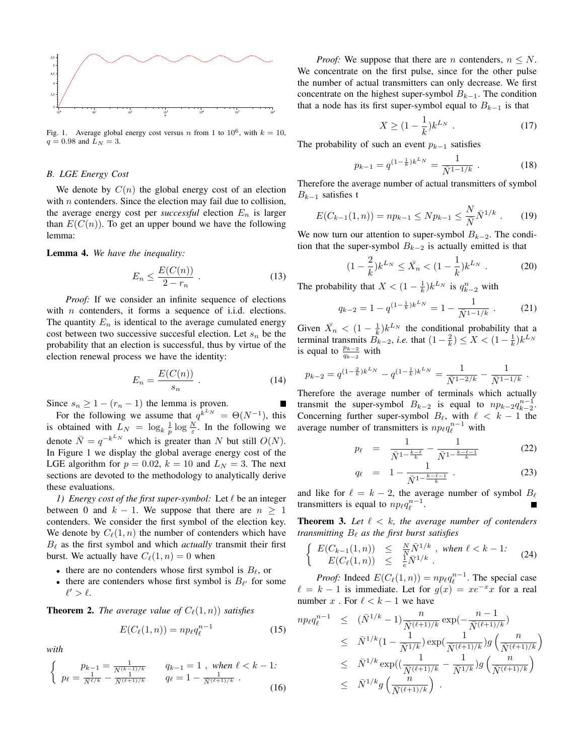Fig. 1. Average global energy cost versus $n$ from 1 to $10^6$, with $k=10$, $q=0.98$ and $L_N=3$.

### B. LGE Energy Cost

We denote by $C(n)$ the global energy cost of an election with $n$ contenders. Since the election may fail due to collision, the average energy cost per *successful* election $E_n$ is larger than $E(C(n))$. To get an upper bound we have the following lemma:

**Lemma 4.** *We have the inequality:*

$$E_n \le \frac{E(C(n))}{2-r_n} \ . \tag{13}$$

*Proof:* If we consider an infinite sequence of elections with $n$ contenders, it forms a sequence of i.i.d. elections. The quantity $E_n$ is identical to the average cumulated energy cost between two successive succesful election. Let $s_n$ be the probability that an election is successful, thus by virtue of the election renewal process we have the identity:

$$E_n = \frac{E(C(n))}{s_n} \ . \tag{14}$$

Since $s_n \ge 1-(r_n-1)$ the lemma is proven. ∎

For the following we assume that $q^{k^{L_N}} = \Theta(N^{-1})$, this is obtained with $L_N = \log_k \frac{1}{p}\log\frac{N}{\varepsilon}$. In the following we denote $\bar{N} = q^{-k^{L_N}}$ which is greater than $N$ but still $O(N)$. In Figure 1 we display the global average energy cost of the LGE algorithm for $p=0.02$, $k=10$ and $L_N=3$. The next sections are devoted to the methodology to analytically derive these evaluations.

*1) Energy cost of the first super-symbol:* Let $\ell$ be an integer between 0 and $k-1$. We suppose that there are $n \ge 1$ contenders. We consider the first symbol of the election key. We denote by $C_\ell(1,n)$ the number of contenders which have $B_\ell$ as the first symbol and which *actually* transmit their first burst. We actually have $C_\ell(1,n)=0$ when

- there are no contenders whose first symbol is $B_\ell$, or
- there are contenders whose first symbol is $B_{\ell'}$ for some $\ell' > \ell$.

**Theorem 2.** *The average value of $C_\ell(1,n))$ satisfies*

$$E(C_\ell(1,n)) = np_\ell q_\ell^{n-1} \tag{15}$$

*with*

$$\begin{cases} p_{k-1} = \frac{1}{N^{(k-1)/k}} & q_{k-1}=1 \ , \textit{ when } \ell < k-1\textit{:} \\ p_\ell = \frac{1}{\bar{N}^{\ell/k}} - \frac{1}{\bar{N}^{(\ell+1)/k}} & q_\ell = 1-\frac{1}{\bar{N}^{(\ell+1)/k}} \ . \end{cases} \tag{16}$$

*Proof:* We suppose that there are $n$ contenders, $n \le N$. We concentrate on the first pulse, since for the other pulse the number of actual transmitters can only decrease. We first concentrate on the highest super-symbol $B_{k-1}$. The condition that a node has its first super-symbol equal to $B_{k-1}$ is that

$$X \ge (1-\frac{1}{k})k^{L_N} \ . \tag{17}$$

The probability of such an event $p_{k-1}$ satisfies

$$p_{k-1} = q^{(1-\frac{1}{k})k^{L_N}} = \frac{1}{\bar{N}^{1-1/k}} \ . \tag{18}$$

Therefore the average number of actual transmitters of symbol $B_{k-1}$ satisfies t

$$E(C_{k-1}(1,n)) = np_{k-1} \le Np_{k-1} \le \frac{N}{\bar{N}}\bar{N}^{1/k} \ . \tag{19}$$

We now turn our attention to super-symbol $B_{k-2}$. The condition that the super-symbol $B_{k-2}$ is actually emitted is that

$$(1-\frac{2}{k})k^{L_N} \le \bar{X}_n < (1-\frac{1}{k})k^{L_N} \ . \tag{20}$$

The probability that $X < (1-\frac{1}{k})k^{L_N}$ is $q_{k-2}^n$ with

$$q_{k-2} = 1-q^{(1-\frac{1}{k})k^{L_N}} = 1-\frac{1}{\bar{N}^{1-1/k}} \ . \tag{21}$$

Given $\bar{X}_n < (1-\frac{1}{k})k^{L_N}$ the conditional probability that a terminal transmits $B_{k-2}$, *i.e.* that $(1-\frac{2}{k}) \le X < (1-\frac{1}{k})k^{L_N}$ is equal to $\frac{p_{k-2}}{q_{k-2}}$ with

$$p_{k-2} = q^{(1-\frac{2}{k})k^{L_N}} - q^{(1-\frac{1}{k})k^{L_N}} = \frac{1}{\bar{N}^{1-2/k}} - \frac{1}{\bar{N}^{1-1/k}} \ .$$

Therefore the average number of terminals which actually transmit the super-symbol $B_{k-2}$ is equal to $np_{k-2}q_{k-2}^{n-1}$. Concerning further super-symbol $B_\ell$, with $\ell < k-1$ the average number of transmitters is $np_\ell q_\ell^{n-1}$ with

$$p_\ell = \frac{1}{\bar{N}^{1-\frac{k-\ell}{k}}} - \frac{1}{\bar{N}^{1-\frac{k-\ell-1}{k}}} \tag{22}$$

$$q_\ell = 1-\frac{1}{\bar{N}^{1-\frac{k-\ell-1}{k}}} \ . \tag{23}$$

and like for $\ell = k-2$, the average number of symbol $B_\ell$ transmitters is equal to $np_\ell q_\ell^{n-1}$. ∎

**Theorem 3.** *Let $\ell < k$, the average number of contenders transmitting $B_\ell$ as the first burst satisfies*

$$\begin{cases} E(C_{k-1}(1,n)) \le \frac{N}{\bar{N}}\bar{N}^{1/k} \ , \textit{ when } \ell < k-1\textit{:} \\ E(C_\ell(1,n)) \le \frac{1}{e}\bar{N}^{1/k} \ . \end{cases} \tag{24}$$

*Proof:* Indeed $E(C_\ell(1,n)) = np_\ell q_\ell^{n-1}$. The special case $\ell = k-1$ is immediate. Let for $g(x) = xe^{-x}x$ for a real number $x$ . For $\ell < k-1$ we have

$$\begin{aligned} np_\ell q_\ell^{n-1} &\le (\bar{N}^{1/k}-1)\frac{n}{\bar{N}^{(\ell+1)/k}}\exp(-\frac{n-1}{\bar{N}^{(\ell+1)/k}}) \\ &\le \bar{N}^{1/k}(1-\frac{1}{\bar{N}^{1/k}})\exp(\frac{1}{\bar{N}^{(\ell+1)/k}})g\left(\frac{n}{\bar{N}^{(\ell+1)/k}}\right) \\ &\le \bar{N}^{1/k}\exp((\frac{1}{\bar{N}^{(\ell+1)/k}}-\frac{1}{\bar{N}^{1/k}})g\left(\frac{n}{\bar{N}^{(\ell+1)/k}}\right) \\ &\le \bar{N}^{1/k}g\left(\frac{n}{\bar{N}^{(\ell+1)/k}}\right) \ . \end{aligned}$$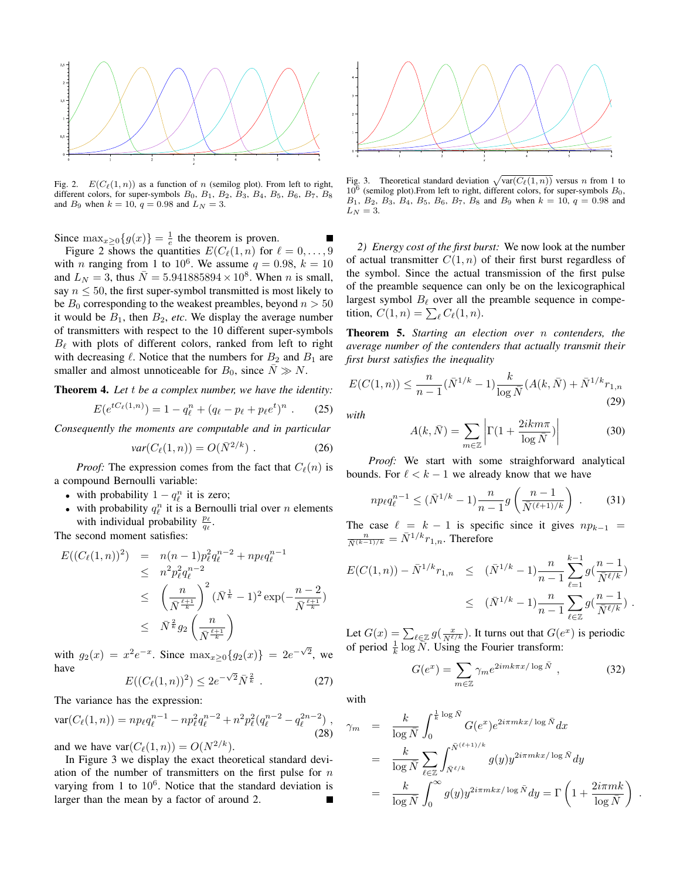Fig. 2. $E(C_\ell(1,n))$ as a function of $n$ (semilog plot). From left to right, different colors, for super-symbols $B_0$, $B_1$, $B_2$, $B_3$, $B_4$, $B_5$, $B_6$, $B_7$, $B_8$ and $B_9$ when $k=10$, $q=0.98$ and $L_N=3$.

Fig. 3. Theoretical standard deviation $\sqrt{\text{var}(C_\ell(1,n))}$ versus $n$ from 1 to $10^6$ (semilog plot).From left to right, different colors, for super-symbols $B_0$, $B_1$, $B_2$, $B_3$, $B_4$, $B_5$, $B_6$, $B_7$, $B_8$ and $B_9$ when $k=10$, $q=0.98$ and $L_N=3$.

Since $\max_{x\geq 0}\{g(x)\}=\frac{1}{e}$ the theorem is proven. ∎

Figure 2 shows the quantities $E(C_\ell(1,n)$ for $\ell=0,\ldots,9$ with $n$ ranging from 1 to $10^6$. We assume $q=0.98$, $k=10$ and $L_N=3$, thus $\bar{N}=5.941885894\times 10^8$. When $n$ is small, say $n\leq 50$, the first super-symbol transmitted is most likely to be $B_0$ corresponding to the weakest preambles, beyond $n>50$ it would be $B_1$, then $B_2$, *etc*. We display the average number of transmitters with respect to the 10 different super-symbols $B_\ell$ with plots of different colors, ranked from left to right with decreasing $\ell$. Notice that the numbers for $B_2$ and $B_1$ are smaller and almost unnoticeable for $B_0$, since $\bar{N}\gg N$.

**Theorem 4.** *Let $t$ be a complex number, we have the identity:*

$$E(e^{tC_\ell(1,n)})=1-q_\ell^n+(q_\ell-p_\ell+p_\ell e^t)^n\ . \tag{25}$$

*Consequently the moments are computable and in particular*

$$var(C_\ell(1,n))=O(\bar{N}^{2/k})\ . \tag{26}$$

*Proof:* The expression comes from the fact that $C_\ell(n)$ is a compound Bernoulli variable:

- with probability $1-q_\ell^n$ it is zero;
- with probability $q_\ell^n$ it is a Bernoulli trial over $n$ elements with individual probability $\frac{p_\ell}{q_\ell}$.

The second moment satisfies:

$$\begin{aligned}
E((C_\ell(1,n))^2) &= n(n-1)p_\ell^2q_\ell^{n-2}+np_\ell q_\ell^{n-1}\\
&\leq n^2p_\ell^2q_\ell^{n-2}\\
&\leq \left(\frac{n}{\bar{N}^{\frac{\ell+1}{k}}}\right)^2(\bar{N}^{\frac{1}{k}}-1)^2\exp(-\frac{n-2}{\bar{N}^{\frac{\ell+1}{k}}})\\
&\leq \bar{N}^{\frac{2}{k}}g_2\left(\frac{n}{\bar{N}^{\frac{\ell+1}{k}}}\right)
\end{aligned}$$

with $g_2(x)=x^2e^{-x}$. Since $\max_{x\geq 0}\{g_2(x)\}=2e^{-\sqrt{2}}$, we have

$$E((C_\ell(1,n))^2)\leq 2e^{-\sqrt{2}}\bar{N}^{\frac{2}{k}}\ . \tag{27}$$

The variance has the expression:

$$\text{var}(C_\ell(1,n))=np_\ell q_\ell^{n-1}-np_\ell^2q_\ell^{n-2}+n^2p_\ell^2(q_\ell^{n-2}-q_\ell^{2n-2})\ , \tag{28}$$

and we have $\text{var}(C_\ell(1,n))=O(N^{2/k})$.

In Figure 3 we display the exact theoretical standard deviation of the number of transmitters on the first pulse for $n$ varying from 1 to $10^6$. Notice that the standard deviation is larger than the mean by a factor of around 2. ∎

*2) Energy cost of the first burst:* We now look at the number of actual transmitter $C(1,n)$ of their first burst regardless of the symbol. Since the actual transmission of the first pulse of the preamble sequence can only be on the lexicographical largest symbol $B_\ell$ over all the preamble sequence in competition, $C(1,n)=\sum_\ell C_\ell(1,n)$.

**Theorem 5.** *Starting an election over $n$ contenders, the average number of the contenders that actually transmit their first burst satisfies the inequality*

$$E(C(1,n))\leq\frac{n}{n-1}(\bar{N}^{1/k}-1)\frac{k}{\log\bar{N}}(A(k,\bar{N})+\bar{N}^{1/k}r_{1,n} \tag{29}$$

*with*

$$A(k,\bar{N})=\sum_{m\in\mathbb{Z}}\left|\Gamma(1+\frac{2ikm\pi}{\log\bar{N}})\right| \tag{30}$$

*Proof:* We start with some straighforward analytical bounds. For $\ell<k-1$ we already know that we have

$$np_\ell q_\ell^{n-1}\leq(\bar{N}^{1/k}-1)\frac{n}{n-1}g\left(\frac{n-1}{\bar{N}^{(\ell+1)/k}}\right)\ . \tag{31}$$

The case $\ell=k-1$ is specific since it gives $np_{k-1}=\frac{n}{\bar{N}^{(k-1)/k}}=\bar{N}^{1/k}r_{1,n}$. Therefore

$$\begin{aligned}
E(C(1,n))-\bar{N}^{1/k}r_{1,n} &\leq (\bar{N}^{1/k}-1)\frac{n}{n-1}\sum_{\ell=1}^{k-1}g(\frac{n-1}{\bar{N}^{\ell/k}})\\
&\leq (\bar{N}^{1/k}-1)\frac{n}{n-1}\sum_{\ell\in\mathbb{Z}}g(\frac{n-1}{\bar{N}^{\ell/k}})\ .
\end{aligned}$$

Let $G(x)=\sum_{\ell\in\mathbb{Z}}g(\frac{x}{\bar{N}^{\ell/k}})$. It turns out that $G(e^x)$ is periodic of period $\frac{1}{k}\log\bar{N}$. Using the Fourier transform:

$$G(e^x)=\sum_{m\in\mathbb{Z}}\gamma_m e^{2imk\pi x/\log\bar{N}}\ , \tag{32}$$

with

$$\begin{aligned}
\gamma_m &= \frac{k}{\log\bar{N}}\int_0^{\frac{1}{k}\log\bar{N}}G(e^x)e^{2i\pi mkx/\log\bar{N}}dx\\
&= \frac{k}{\log\bar{N}}\sum_{\ell\in\mathbb{Z}}\int_{\bar{N}^{\ell/k}}^{\bar{N}^{(\ell+1)/k}}g(y)y^{2i\pi mkx/\log\bar{N}}dy\\
&= \frac{k}{\log\bar{N}}\int_0^\infty g(y)y^{2i\pi mkx/\log\bar{N}}dy=\Gamma\left(1+\frac{2i\pi mk}{\log\bar{N}}\right)\ .
\end{aligned}$$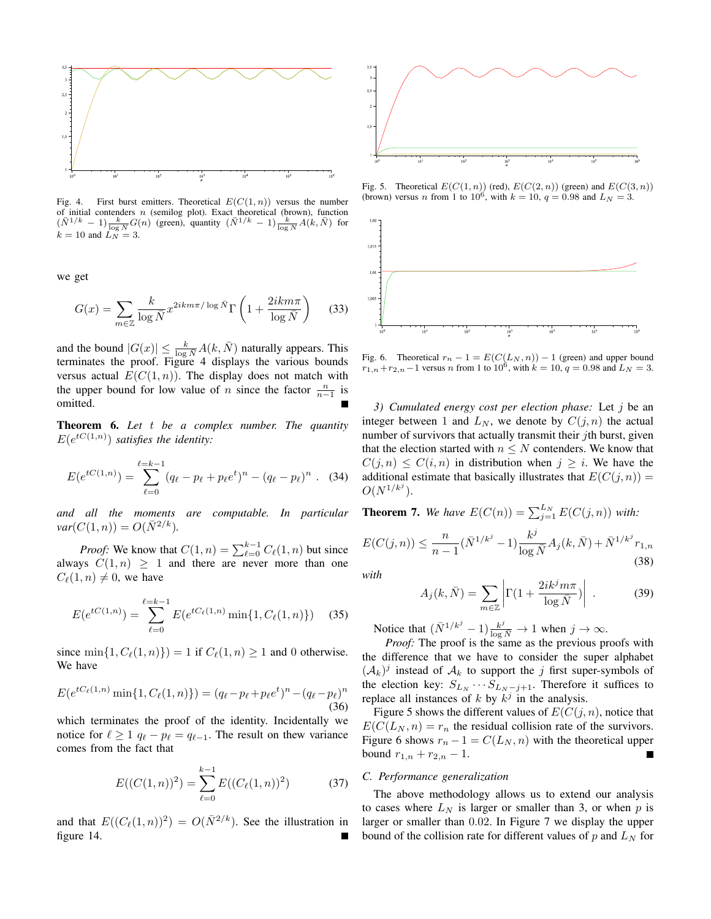Fig. 4. First burst emitters. Theoretical $E(C(1,n))$ versus the number of initial contenders $n$ (semilog plot). Exact theoretical (brown), function $(\bar{N}^{1/k}-1)\frac{k}{\log \bar{N}}G(n)$ (green), quantity $(\bar{N}^{1/k}-1)\frac{k}{\log \bar{N}}A(k,\bar{N})$ for $k=10$ and $L_N=3$.

we get

$$G(x)=\sum_{m\in\mathbb{Z}}\frac{k}{\log \bar{N}}x^{2ikm\pi/\log \bar{N}}\Gamma\left(1+\frac{2ikm\pi}{\log \bar{N}}\right) \quad (33)$$

and the bound $|G(x)|\leq \frac{k}{\log \bar{N}}A(k,\bar{N})$ naturally appears. This terminates the proof. Figure 4 displays the various bounds versus actual $E(C(1,n))$. The display does not match with the upper bound for low value of $n$ since the factor $\frac{n}{n-1}$ is omitted. ∎

**Theorem 6.** *Let $t$ be a complex number. The quantity $E(e^{tC(1,n)})$ satisfies the identity:*

$$E(e^{tC(1,n)})=\sum_{\ell=0}^{\ell=k-1}(q_\ell-p_\ell+p_\ell e^t)^n-(q_\ell-p_\ell)^n . \quad (34)$$

*and all the moments are computable. In particular $var(C(1,n))=O(\bar{N}^{2/k})$.*

*Proof:* We know that $C(1,n)=\sum_{\ell=0}^{k-1}C_\ell(1,n)$ but since always $C(1,n)\geq 1$ and there are never more than one $C_\ell(1,n)\neq 0$, we have

$$E(e^{tC(1,n)})=\sum_{\ell=0}^{\ell=k-1}E(e^{tC_\ell(1,n)}\min\{1,C_\ell(1,n)\}) \quad (35)$$

since $\min\{1,C_\ell(1,n)\}=1$ if $C_\ell(1,n)\geq 1$ and 0 otherwise. We have

$$E(e^{tC_\ell(1,n)}\min\{1,C_\ell(1,n)\})=(q_\ell-p_\ell+p_\ell e^t)^n-(q_\ell-p_\ell)^n \quad (36)$$

which terminates the proof of the identity. Incidentally we notice for $\ell\geq 1$ $q_\ell-p_\ell=q_{\ell-1}$. The result on thew variance comes from the fact that

$$E((C(1,n))^2)=\sum_{\ell=0}^{k-1}E((C_\ell(1,n))^2) \quad (37)$$

and that $E((C_\ell(1,n))^2)=O(\bar{N}^{2/k})$. See the illustration in figure 14. ∎

Fig. 5. Theoretical $E(C(1,n))$ (red), $E(C(2,n))$ (green) and $E(C(3,n))$ (brown) versus $n$ from 1 to $10^6$, with $k=10$, $q=0.98$ and $L_N=3$.

Fig. 6. Theoretical $r_n-1=E(C(L_N,n))-1$ (green) and upper bound $r_{1,n}+r_{2,n}-1$ versus $n$ from 1 to $10^6$, with $k=10$, $q=0.98$ and $L_N=3$.

*3) Cumulated energy cost per election phase:* Let $j$ be an integer between 1 and $L_N$, we denote by $C(j,n)$ the actual number of survivors that actually transmit their $j$th burst, given that the election started with $n\leq N$ contenders. We know that $C(j,n)\leq C(i,n)$ in distribution when $j\geq i$. We have the additional estimate that basically illustrates that $E(C(j,n))=O(N^{1/k^j})$.

**Theorem 7.** *We have $E(C(n))=\sum_{j=1}^{L_N}E(C(j,n))$ with:*

$$E(C(j,n))\leq\frac{n}{n-1}(\bar{N}^{1/k^j}-1)\frac{k^j}{\log \bar{N}}A_j(k,\bar{N})+\bar{N}^{1/k^j}r_{1,n} \quad (38)$$

*with*

$$A_j(k,\bar{N})=\sum_{m\in\mathbb{Z}}\left|\Gamma(1+\frac{2ik^jm\pi}{\log \bar{N}})\right| . \quad (39)$$

Notice that $(\bar{N}^{1/k^j}-1)\frac{k^j}{\log \bar{N}}\to 1$ when $j\to\infty$.

*Proof:* The proof is the same as the previous proofs with the difference that we have to consider the super alphabet $(\mathcal{A}_k)^j$ instead of $\mathcal{A}_k$ to support the $j$ first super-symbols of the election key: $S_{L_N}\cdots S_{L_N-j+1}$. Therefore it suffices to replace all instances of $k$ by $k^j$ in the analysis.

Figure 5 shows the different values of $E(C(j,n)$, notice that $E(C(L_N,n)=r_n$ the residual collision rate of the survivors. Figure 6 shows $r_n-1=C(L_N,n)$ with the theoretical upper bound $r_{1,n}+r_{2,n}-1$. ∎

### C. Performance generalization

The above methodology allows us to extend our analysis to cases where $L_N$ is larger or smaller than 3, or when $p$ is larger or smaller than 0.02. In Figure 7 we display the upper bound of the collision rate for different values of $p$ and $L_N$ for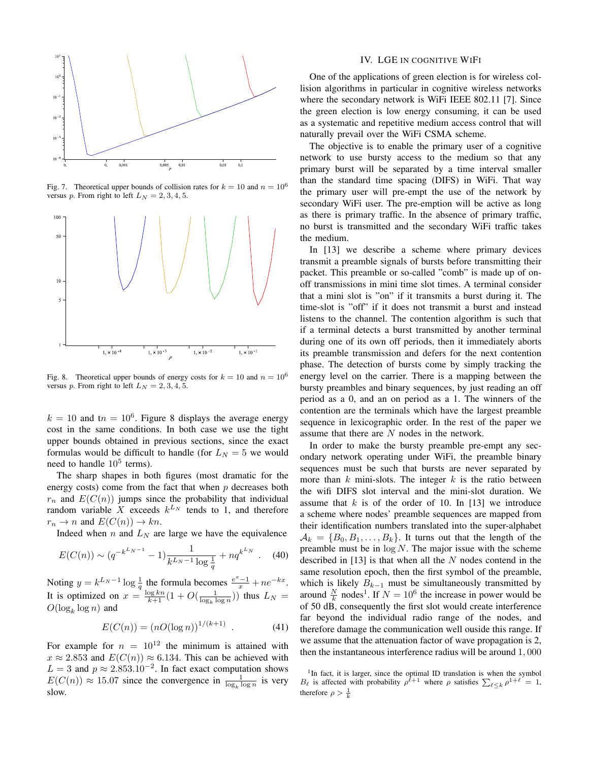Fig. 7. Theoretical upper bounds of collision rates for $k = 10$ and $n = 10^6$ versus $p$. From right to left $L_N = 2, 3, 4, 5$.

Fig. 8. Theoretical upper bounds of energy costs for $k = 10$ and $n = 10^6$ versus $p$. From right to left $L_N = 2, 3, 4, 5$.

$k = 10$ and t$n = 10^6$. Figure 8 displays the average energy cost in the same conditions. In both case we use the tight upper bounds obtained in previous sections, since the exact formulas would be difficult to handle (for $L_N = 5$ we would need to handle $10^5$ terms).

The sharp shapes in both figures (most dramatic for the energy costs) come from the fact that when $p$ decreases both $r_n$ and $E(C(n))$ jumps since the probability that individual random variable $X$ exceeds $k^{L_N}$ tends to 1, and therefore $r_n \to n$ and $E(C(n)) \to kn$.

Indeed when $n$ and $L_N$ are large we have the equivalence

$$E(C(n)) \sim (q^{-k^{L_N-1}} - 1)\frac{1}{k^{L_N-1}\log\frac{1}{q}} + nq^{k^{L_N}} . \quad (40)$$

Noting $y = k^{L_N-1}\log\frac{1}{q}$ the formula becomes $\frac{e^x-1}{x} + ne^{-kx}$. It is optimized on $x = \frac{\log kn}{k+1}(1 + O(\frac{1}{\log_k \log n}))$ thus $L_N = O(\log_k \log n)$ and

$$E(C(n)) = (nO(\log n))^{1/(k+1)} . \quad (41)$$

For example for $n = 10^{12}$ the minimum is attained with $x \approx 2.853$ and $E(C(n)) \approx 6.134$. This can be achieved with $L = 3$ and $p \approx 2.853.10^{-2}$. In fact exact computation shows $E(C(n)) \approx 15.07$ since the convergence in $\frac{1}{\log_k \log n}$ is very slow.

## IV. LGE IN COGNITIVE WIFI

One of the applications of green election is for wireless collision algorithms in particular in cognitive wireless networks where the secondary network is WiFi IEEE 802.11 [7]. Since the green election is low energy consuming, it can be used as a systematic and repetitive medium access control that will naturally prevail over the WiFi CSMA scheme.

The objective is to enable the primary user of a cognitive network to use bursty access to the medium so that any primary burst will be separated by a time interval smaller than the standard time spacing (DIFS) in WiFi. That way the primary user will pre-empt the use of the network by secondary WiFi user. The pre-emption will be active as long as there is primary traffic. In the absence of primary traffic, no burst is transmitted and the secondary WiFi traffic takes the medium.

In [13] we describe a scheme where primary devices transmit a preamble signals of bursts before transmitting their packet. This preamble or so-called "comb" is made up of on-off transmissions in mini time slot times. A terminal consider that a mini slot is "on" if it transmits a burst during it. The time-slot is "off" if it does not transmit a burst and instead listens to the channel. The contention algorithm is such that if a terminal detects a burst transmitted by another terminal during one of its own off periods, then it immediately aborts its preamble transmission and defers for the next contention phase. The detection of bursts come by simply tracking the energy level on the carrier. There is a mapping between the bursty preambles and binary sequences, by just reading an off period as a 0, and an on period as a 1. The winners of the contention are the terminals which have the largest preamble sequence in lexicographic order. In the rest of the paper we assume that there are $N$ nodes in the network.

In order to make the bursty preamble pre-empt any secondary network operating under WiFi, the preamble binary sequences must be such that bursts are never separated by more than $k$ mini-slots. The integer $k$ is the ratio between the wifi DIFS slot interval and the mini-slot duration. We assume that $k$ is of the order of 10. In [13] we introduce a scheme where nodes' preamble sequences are mapped from their identification numbers translated into the super-alphabet $\mathcal{A}_k = \{B_0, B_1, \ldots, B_k\}$. It turns out that the length of the preamble must be in $\log N$. The major issue with the scheme described in [13] is that when all the $N$ nodes contend in the same resolution epoch, then the first symbol of the preamble, which is likely $B_{k-1}$ must be simultaneously transmitted by around $\frac{N}{k}$ nodes[1]. If $N = 10^6$ the increase in power would be of 50 dB, consequently the first slot would create interference far beyond the individual radio range of the nodes, and therefore damage the communication well ouside this range. If we assume that the attenuation factor of wave propagation is 2, then the instantaneous interference radius will be around 1,000

[1] In fact, it is larger, since the optimal ID translation is when the symbol $B_\ell$ is affected with probability $\rho^{\ell+1}$ where $\rho$ satisfies $\sum_{\ell\leq k}\rho^{1+\ell} = 1$, therefore $\rho > \frac{1}{k}$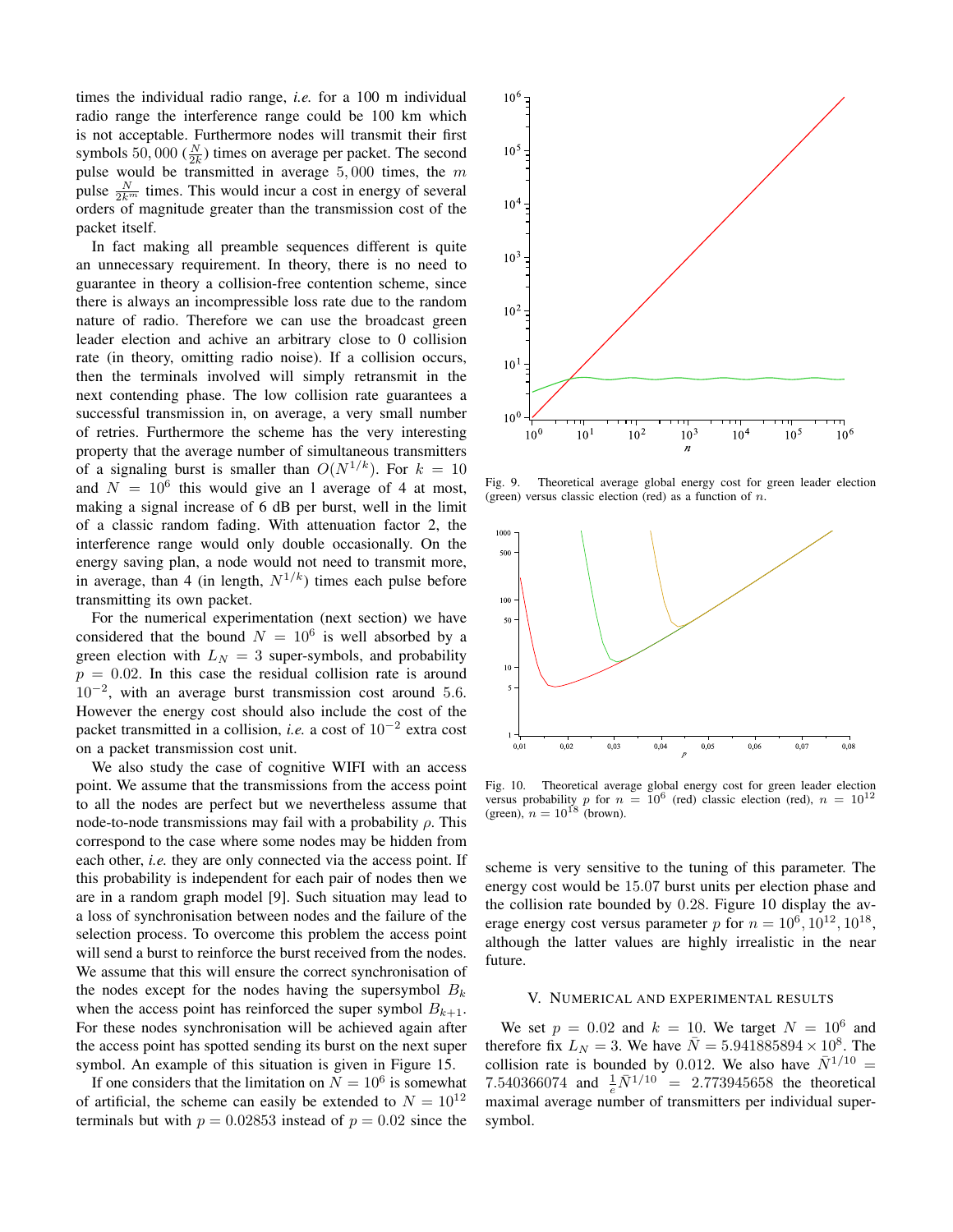times the individual radio range, *i.e.* for a 100 m individual radio range the interference range could be 100 km which is not acceptable. Furthermore nodes will transmit their first symbols $50,000$ ($\frac{N}{2k}$) times on average per packet. The second pulse would be transmitted in average $5,000$ times, the $m$ pulse $\frac{N}{2k^m}$ times. This would incur a cost in energy of several orders of magnitude greater than the transmission cost of the packet itself.

In fact making all preamble sequences different is quite an unnecessary requirement. In theory, there is no need to guarantee in theory a collision-free contention scheme, since there is always an incompressible loss rate due to the random nature of radio. Therefore we can use the broadcast green leader election and achive an arbitrary close to 0 collision rate (in theory, omitting radio noise). If a collision occurs, then the terminals involved will simply retransmit in the next contending phase. The low collision rate guarantees a successful transmission in, on average, a very small number of retries. Furthermore the scheme has the very interesting property that the average number of simultaneous transmitters of a signaling burst is smaller than $O(N^{1/k})$. For $k = 10$ and $N = 10^6$ this would give an l average of 4 at most, making a signal increase of 6 dB per burst, well in the limit of a classic random fading. With attenuation factor 2, the interference range would only double occasionally. On the energy saving plan, a node would not need to transmit more, in average, than 4 (in length, $N^{1/k}$) times each pulse before transmitting its own packet.

For the numerical experimentation (next section) we have considered that the bound $N = 10^6$ is well absorbed by a green election with $L_N = 3$ super-symbols, and probability $p = 0.02$. In this case the residual collision rate is around $10^{-2}$, with an average burst transmission cost around 5.6. However the energy cost should also include the cost of the packet transmitted in a collision, *i.e.* a cost of $10^{-2}$ extra cost on a packet transmission cost unit.

We also study the case of cognitive WIFI with an access point. We assume that the transmissions from the access point to all the nodes are perfect but we nevertheless assume that node-to-node transmissions may fail with a probability $\rho$. This correspond to the case where some nodes may be hidden from each other, *i.e.* they are only connected via the access point. If this probability is independent for each pair of nodes then we are in a random graph model [9]. Such situation may lead to a loss of synchronisation between nodes and the failure of the selection process. To overcome this problem the access point will send a burst to reinforce the burst received from the nodes. We assume that this will ensure the correct synchronisation of the nodes except for the nodes having the supersymbol $B_k$ when the access point has reinforced the super symbol $B_{k+1}$. For these nodes synchronisation will be achieved again after the access point has spotted sending its burst on the next super symbol. An example of this situation is given in Figure 15.

If one considers that the limitation on $N = 10^6$ is somewhat of artificial, the scheme can easily be extended to $N = 10^{12}$ terminals but with $p = 0.02853$ instead of $p = 0.02$ since the scheme is very sensitive to the tuning of this parameter. The energy cost would be 15.07 burst units per election phase and the collision rate bounded by 0.28. Figure 10 display the average energy cost versus parameter $p$ for $n = 10^6, 10^{12}, 10^{18}$, although the latter values are highly irrealistic in the near future.

Fig. 9. Theoretical average global energy cost for green leader election (green) versus classic election (red) as a function of $n$.

Fig. 10. Theoretical average global energy cost for green leader election versus probability $p$ for $n = 10^6$ (red) classic election (red), $n = 10^{12}$ (green), $n = 10^{18}$ (brown).

## V. Numerical and experimental results

We set $p = 0.02$ and $k = 10$. We target $N = 10^6$ and therefore fix $L_N = 3$. We have $\bar{N} = 5.941885894 \times 10^8$. The collision rate is bounded by 0.012. We also have $\bar{N}^{1/10} = 7.540366074$ and $\frac{1}{e}\bar{N}^{1/10} = 2.773945658$ the theoretical maximal average number of transmitters per individual super-symbol.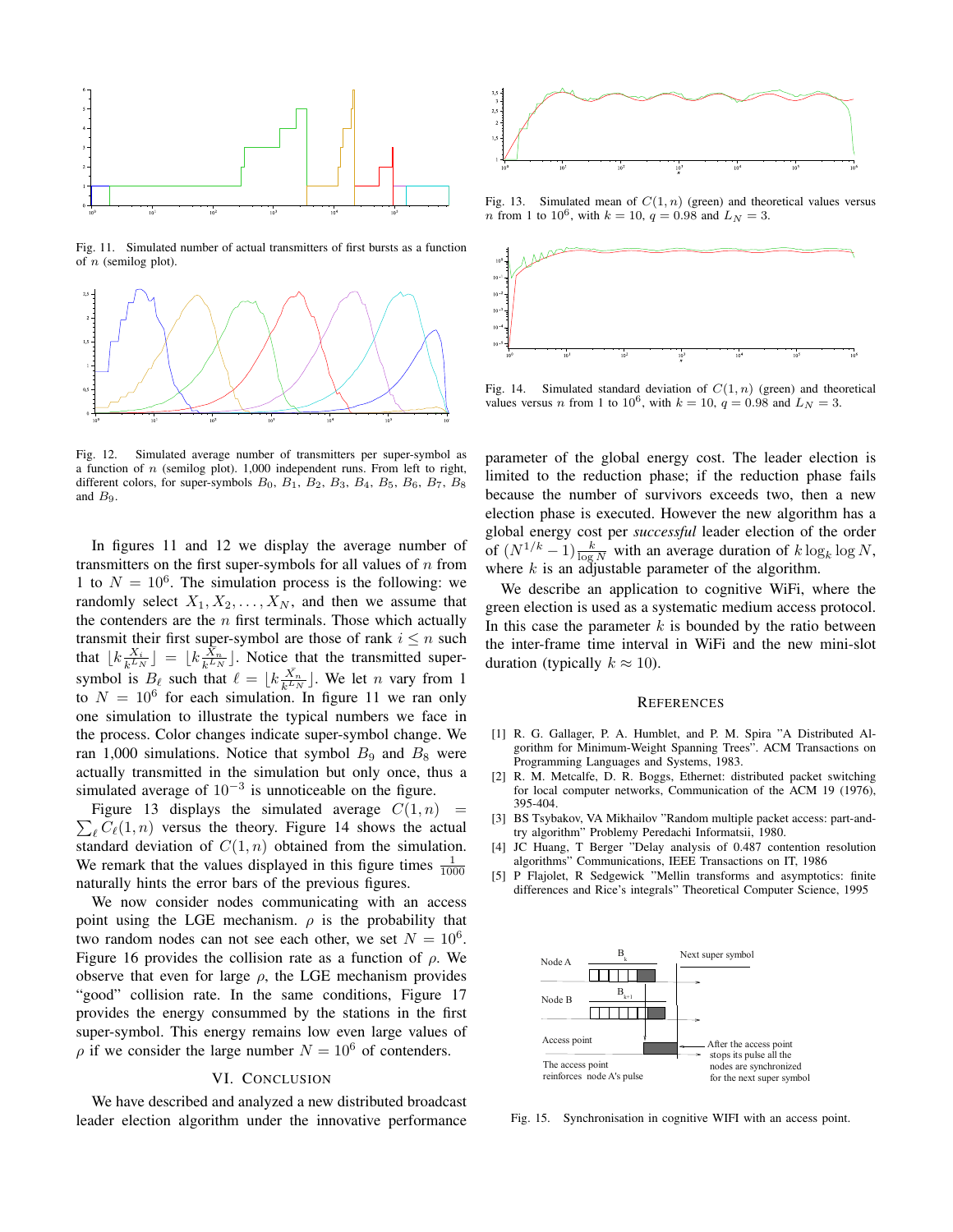Fig. 11. Simulated number of actual transmitters of first bursts as a function of $n$ (semilog plot).

Fig. 12. Simulated average number of transmitters per super-symbol as a function of $n$ (semilog plot). 1,000 independent runs. From left to right, different colors, for super-symbols $B_0$, $B_1$, $B_2$, $B_3$, $B_4$, $B_5$, $B_6$, $B_7$, $B_8$ and $B_9$.

In figures 11 and 12 we display the average number of transmitters on the first super-symbols for all values of $n$ from 1 to $N = 10^6$. The simulation process is the following: we randomly select $X_1, X_2, \ldots, X_N$, and then we assume that the contenders are the $n$ first terminals. Those which actually transmit their first super-symbol are those of rank $i \leq n$ such that $\lfloor k\frac{X_i}{k^{L_N}} \rfloor = \lfloor k\frac{\tilde{X}_n}{k^{L_N}} \rfloor$. Notice that the transmitted super-symbol is $B_\ell$ such that $\ell = \lfloor k\frac{\tilde{X}_n}{k^{L_N}} \rfloor$. We let $n$ vary from 1 to $N = 10^6$ for each simulation. In figure 11 we ran only one simulation to illustrate the typical numbers we face in the process. Color changes indicate super-symbol change. We ran 1,000 simulations. Notice that symbol $B_9$ and $B_8$ were actually transmitted in the simulation but only once, thus a simulated average of $10^{-3}$ is unnoticeable on the figure.

Figure 13 displays the simulated average $C(1,n) = \sum_\ell C_\ell(1,n)$ versus the theory. Figure 14 shows the actual standard deviation of $C(1,n)$ obtained from the simulation. We remark that the values displayed in this figure times $\frac{1}{1000}$ naturally hints the error bars of the previous figures.

We now consider nodes communicating with an access point using the LGE mechanism. $\rho$ is the probability that two random nodes can not see each other, we set $N = 10^6$. Figure 16 provides the collision rate as a function of $\rho$. We observe that even for large $\rho$, the LGE mechanism provides "good" collision rate. In the same conditions, Figure 17 provides the energy consummed by the stations in the first super-symbol. This energy remains low even large values of $\rho$ if we consider the large number $N = 10^6$ of contenders.

## VI. Conclusion

We have described and analyzed a new distributed broadcast leader election algorithm under the innovative performance parameter of the global energy cost. The leader election is limited to the reduction phase; if the reduction phase fails because the number of survivors exceeds two, then a new election phase is executed. However the new algorithm has a global energy cost per *successful* leader election of the order of $(N^{1/k} - 1)\frac{k}{\log N}$ with an average duration of $k \log_k \log N$, where $k$ is an adjustable parameter of the algorithm.

We describe an application to cognitive WiFi, where the green election is used as a systematic medium access protocol. In this case the parameter $k$ is bounded by the ratio between the inter-frame time interval in WiFi and the new mini-slot duration (typically $k \approx 10$).

Fig. 13. Simulated mean of $C(1,n)$ (green) and theoretical values versus $n$ from 1 to $10^6$, with $k = 10$, $q = 0.98$ and $L_N = 3$.

Fig. 14. Simulated standard deviation of $C(1,n)$ (green) and theoretical values versus $n$ from 1 to $10^6$, with $k = 10$, $q = 0.98$ and $L_N = 3$.

## References

[1] R. G. Gallager, P. A. Humblet, and P. M. Spira "A Distributed Algorithm for Minimum-Weight Spanning Trees". ACM Transactions on Programming Languages and Systems, 1983.

[2] R. M. Metcalfe, D. R. Boggs, Ethernet: distributed packet switching for local computer networks, Communication of the ACM 19 (1976), 395-404.

[3] BS Tsybakov, VA Mikhailov "Random multiple packet access: part-and-try algorithm" Problemy Peredachi Informatsii, 1980.

[4] JC Huang, T Berger "Delay analysis of 0.487 contention resolution algorithms" Communications, IEEE Transactions on IT, 1986

[5] P Flajolet, R Sedgewick "Mellin transforms and asymptotics: finite differences and Rice's integrals" Theoretical Computer Science, 1995

Fig. 15. Synchronisation in cognitive WIFI with an access point.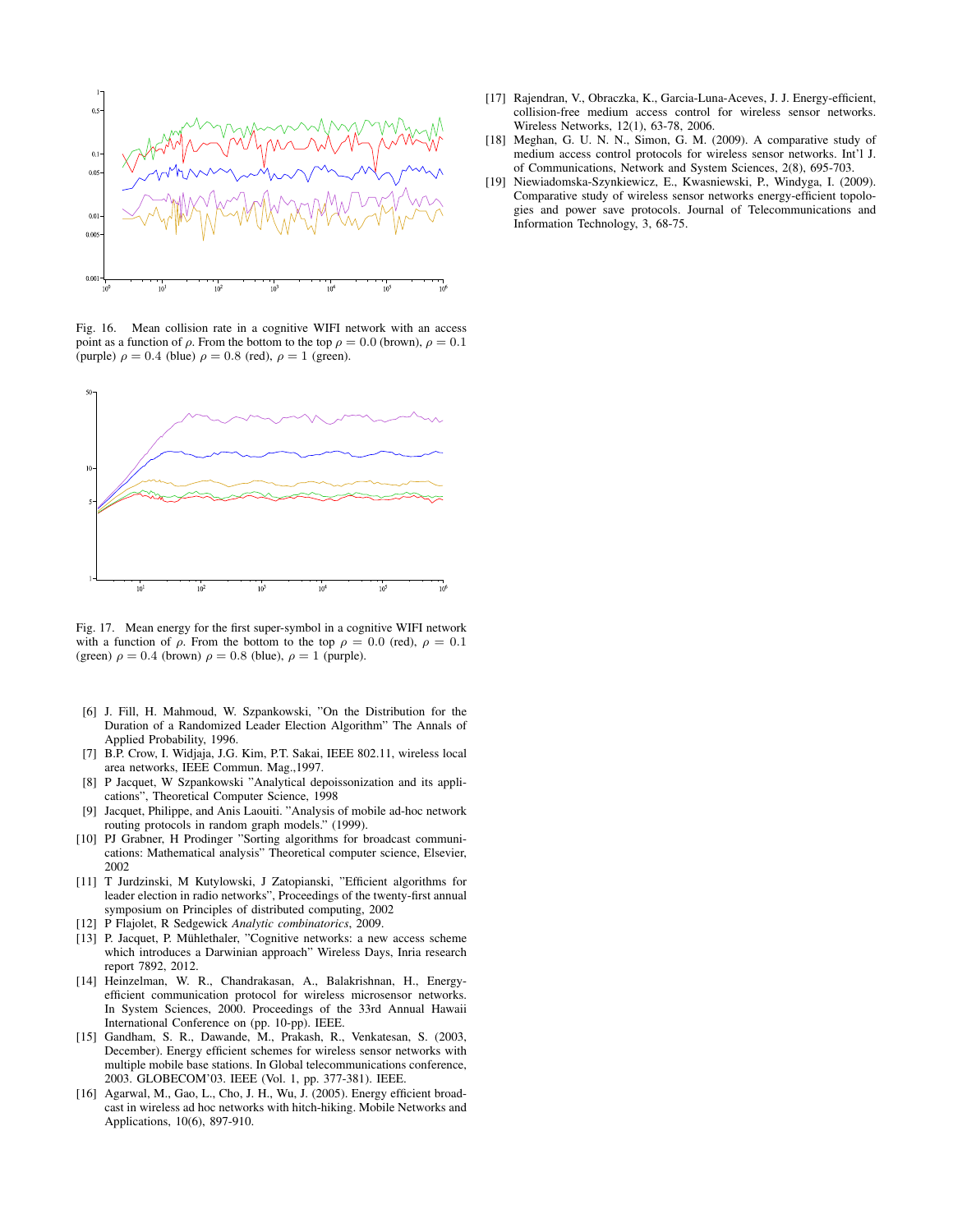1
0.5
0.1
0.05
0.01
0.005
0.001
$10^0$
$10^1$
$10^2$
$10^3$
$10^4$
$10^5$
$10^6$

Fig. 16. Mean collision rate in a cognitive WIFI network with an access point as a function of $\rho$. From the bottom to the top $\rho = 0.0$ (brown), $\rho = 0.1$ (purple) $\rho = 0.4$ (blue) $\rho = 0.8$ (red), $\rho = 1$ (green).

50
10
5
1
$10^1$
$10^2$
$10^3$
$10^4$
$10^5$
$10^6$

Fig. 17. Mean energy for the first super-symbol in a cognitive WIFI network with a function of $\rho$. From the bottom to the top $\rho = 0.0$ (red), $\rho = 0.1$ (green) $\rho = 0.4$ (brown) $\rho = 0.8$ (blue), $\rho = 1$ (purple).

[6] J. Fill, H. Mahmoud, W. Szpankowski, "On the Distribution for the Duration of a Randomized Leader Election Algorithm" The Annals of Applied Probability, 1996.

[7] B.P. Crow, I. Widjaja, J.G. Kim, P.T. Sakai, IEEE 802.11, wireless local area networks, IEEE Commun. Mag.,1997.

[8] P Jacquet, W Szpankowski "Analytical depoissonization and its applications", Theoretical Computer Science, 1998

[9] Jacquet, Philippe, and Anis Laouiti. "Analysis of mobile ad-hoc network routing protocols in random graph models." (1999).

[10] PJ Grabner, H Prodinger "Sorting algorithms for broadcast communications: Mathematical analysis" Theoretical computer science, Elsevier, 2002

[11] T Jurdzinski, M Kutylowski, J Zatopianski, "Efficient algorithms for leader election in radio networks", Proceedings of the twenty-first annual symposium on Principles of distributed computing, 2002

[12] P Flajolet, R Sedgewick *Analytic combinatorics*, 2009.

[13] P. Jacquet, P. Mühlethaler, "Cognitive networks: a new access scheme which introduces a Darwinian approach" Wireless Days, Inria research report 7892, 2012.

[14] Heinzelman, W. R., Chandrakasan, A., Balakrishnan, H., Energy-efficient communication protocol for wireless microsensor networks. In System Sciences, 2000. Proceedings of the 33rd Annual Hawaii International Conference on (pp. 10-pp). IEEE.

[15] Gandham, S. R., Dawande, M., Prakash, R., Venkatesan, S. (2003, December). Energy efficient schemes for wireless sensor networks with multiple mobile base stations. In Global telecommunications conference, 2003. GLOBECOM'03. IEEE (Vol. 1, pp. 377-381). IEEE.

[16] Agarwal, M., Gao, L., Cho, J. H., Wu, J. (2005). Energy efficient broadcast in wireless ad hoc networks with hitch-hiking. Mobile Networks and Applications, 10(6), 897-910.

[17] Rajendran, V., Obraczka, K., Garcia-Luna-Aceves, J. J. Energy-efficient, collision-free medium access control for wireless sensor networks. Wireless Networks, 12(1), 63-78, 2006.

[18] Meghan, G. U. N. N., Simon, G. M. (2009). A comparative study of medium access control protocols for wireless sensor networks. Int'l J. of Communications, Network and System Sciences, 2(8), 695-703.

[19] Niewiadomska-Szynkiewicz, E., Kwasniewski, P., Windyga, I. (2009). Comparative study of wireless sensor networks energy-efficient topologies and power save protocols. Journal of Telecommunications and Information Technology, 3, 68-75.